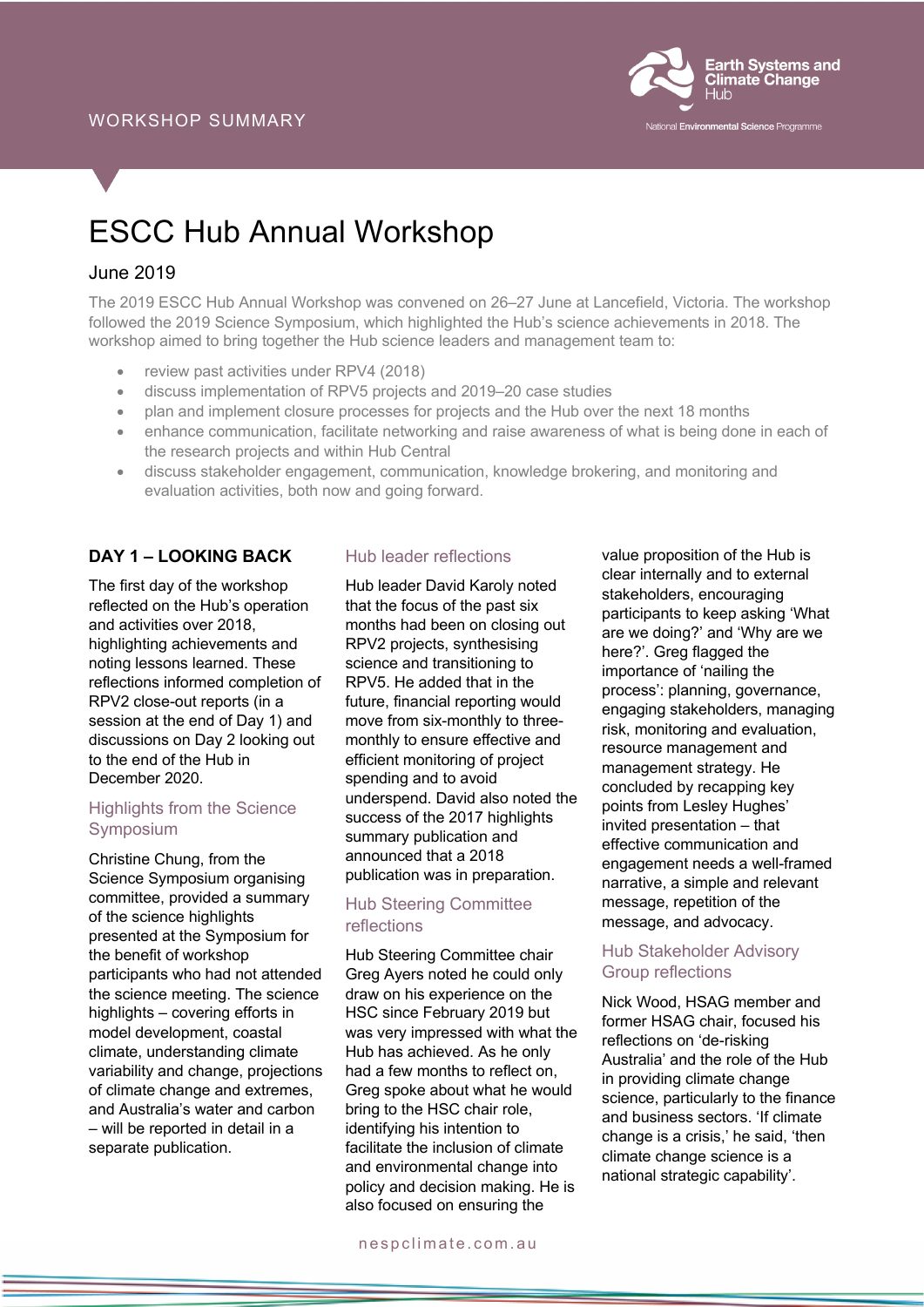WORKSHOP SUMMARY

# ESCC Hub Annual Workshop

## June 2019

The 2019 ESCC Hub Annual Workshop was convened on 26–27 June at Lancefield, Victoria. The workshop followed the 2019 Science Symposium, which highlighted the Hub's science achievements in 2018. The workshop aimed to bring together the Hub science leaders and management team to:

- review past activities under RPV4 (2018)
- discuss implementation of RPV5 projects and 2019–20 case studies
- plan and implement closure processes for projects and the Hub over the next 18 months
- enhance communication, facilitate networking and raise awareness of what is being done in each of the research projects and within Hub Central
- discuss stakeholder engagement, communication, knowledge brokering, and monitoring and evaluation activities, both now and going forward.

### DAY 1 – LOOKING BACK

The first day of the workshop reflected on the Hub's operation and activities over 2018, highlighting achievements and noting lessons learned. These reflections informed completion of RPV2 close-out reports (in a session at the end of Day 1) and discussions on Day 2 looking out to the end of the Hub in December 2020.

#### Highlights from the Science Symposium

Christine Chung, from the Science Symposium organising committee, provided a summary of the science highlights presented at the Symposium for the benefit of workshop participants who had not attended the science meeting. The science highlights – covering efforts in model development, coastal climate, understanding climate variability and change, projections of climate change and extremes, and Australia's water and carbon – will be reported in detail in a separate publication.

#### Hub leader reflections

Hub leader David Karoly noted that the focus of the past six months had been on closing out RPV2 projects, synthesising science and transitioning to RPV5. He added that in the future, financial reporting would move from six-monthly to three-monthly to ensure effective and efficient monitoring of project spending and to avoid underspend. David also noted the success of the 2017 highlights summary publication and announced that a 2018 publication was in preparation.

#### Hub Steering Committee reflections

Hub Steering Committee chair Greg Ayers noted he could only draw on his experience on the HSC since February 2019 but was very impressed with what the Hub has achieved. As he only had a few months to reflect on, Greg spoke about what he would bring to the HSC chair role, identifying his intention to facilitate the inclusion of climate and environmental change into policy and decision making. He is also focused on ensuring the value proposition of the Hub is clear internally and to external stakeholders, encouraging participants to keep asking 'What are we doing?' and 'Why are we here?'. Greg flagged the importance of 'nailing the process': planning, governance, engaging stakeholders, managing risk, monitoring and evaluation, resource management and management strategy. He concluded by recapping key points from Lesley Hughes' invited presentation – that effective communication and engagement needs a well-framed narrative, a simple and relevant message, repetition of the message, and advocacy.

#### Hub Stakeholder Advisory Group reflections

Nick Wood, HSAG member and former HSAG chair, focused his reflections on 'de-risking Australia' and the role of the Hub in providing climate change science, particularly to the finance and business sectors. 'If climate change is a crisis,' he said, 'then climate change science is a national strategic capability'.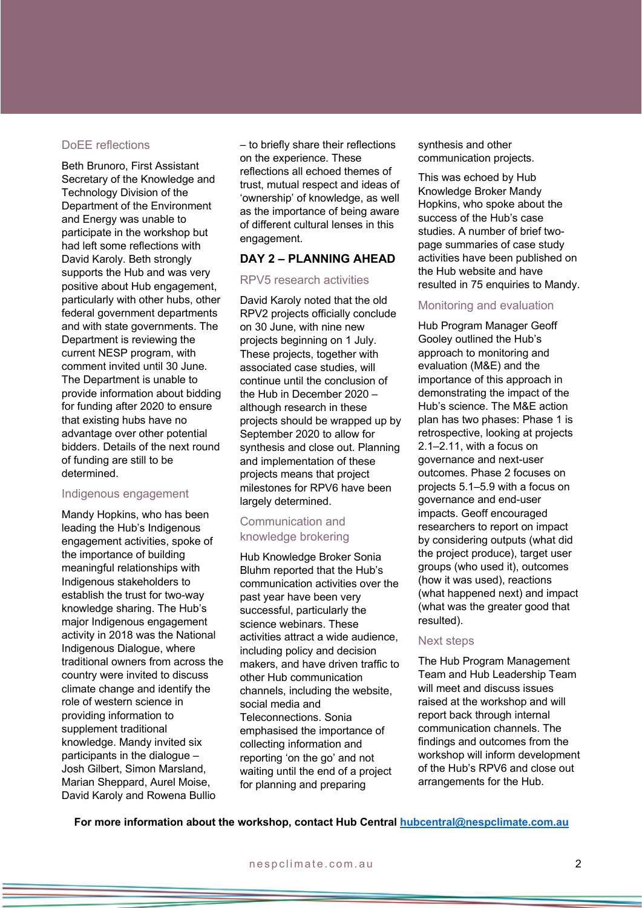### DoEE reflections

Beth Brunoro, First Assistant Secretary of the Knowledge and Technology Division of the Department of the Environment and Energy was unable to participate in the workshop but had left some reflections with David Karoly. Beth strongly supports the Hub and was very positive about Hub engagement, particularly with other hubs, other federal government departments and with state governments. The Department is reviewing the current NESP program, with comment invited until 30 June. The Department is unable to provide information about bidding for funding after 2020 to ensure that existing hubs have no advantage over other potential bidders. Details of the next round of funding are still to be determined.

### Indigenous engagement

Mandy Hopkins, who has been leading the Hub's Indigenous engagement activities, spoke of the importance of building meaningful relationships with Indigenous stakeholders to establish the trust for two-way knowledge sharing. The Hub's major Indigenous engagement activity in 2018 was the National Indigenous Dialogue, where traditional owners from across the country were invited to discuss climate change and identify the role of western science in providing information to supplement traditional knowledge. Mandy invited six participants in the dialogue – Josh Gilbert, Simon Marsland, Marian Sheppard, Aurel Moise, David Karoly and Rowena Bullio – to briefly share their reflections on the experience. These reflections all echoed themes of trust, mutual respect and ideas of 'ownership' of knowledge, as well as the importance of being aware of different cultural lenses in this engagement.

## DAY 2 – PLANNING AHEAD

### RPV5 research activities

David Karoly noted that the old RPV2 projects officially conclude on 30 June, with nine new projects beginning on 1 July. These projects, together with associated case studies, will continue until the conclusion of the Hub in December 2020 – although research in these projects should be wrapped up by September 2020 to allow for synthesis and close out. Planning and implementation of these projects means that project milestones for RPV6 have been largely determined.

### Communication and knowledge brokering

Hub Knowledge Broker Sonia Bluhm reported that the Hub's communication activities over the past year have been very successful, particularly the science webinars. These activities attract a wide audience, including policy and decision makers, and have driven traffic to other Hub communication channels, including the website, social media and Teleconnections. Sonia emphasised the importance of collecting information and reporting 'on the go' and not waiting until the end of a project for planning and preparing synthesis and other communication projects.

This was echoed by Hub Knowledge Broker Mandy Hopkins, who spoke about the success of the Hub's case studies. A number of brief two-page summaries of case study activities have been published on the Hub website and have resulted in 75 enquiries to Mandy.

### Monitoring and evaluation

Hub Program Manager Geoff Gooley outlined the Hub's approach to monitoring and evaluation (M&E) and the importance of this approach in demonstrating the impact of the Hub's science. The M&E action plan has two phases: Phase 1 is retrospective, looking at projects 2.1–2.11, with a focus on governance and next-user outcomes. Phase 2 focuses on projects 5.1–5.9 with a focus on governance and end-user impacts. Geoff encouraged researchers to report on impact by considering outputs (what did the project produce), target user groups (who used it), outcomes (how it was used), reactions (what happened next) and impact (what was the greater good that resulted).

### Next steps

The Hub Program Management Team and Hub Leadership Team will meet and discuss issues raised at the workshop and will report back through internal communication channels. The findings and outcomes from the workshop will inform development of the Hub's RPV6 and close out arrangements for the Hub.

**For more information about the workshop, contact Hub Central [hubcentral@nespclimate.com.au](mailto:hubcentral@nespclimate.com.au)**